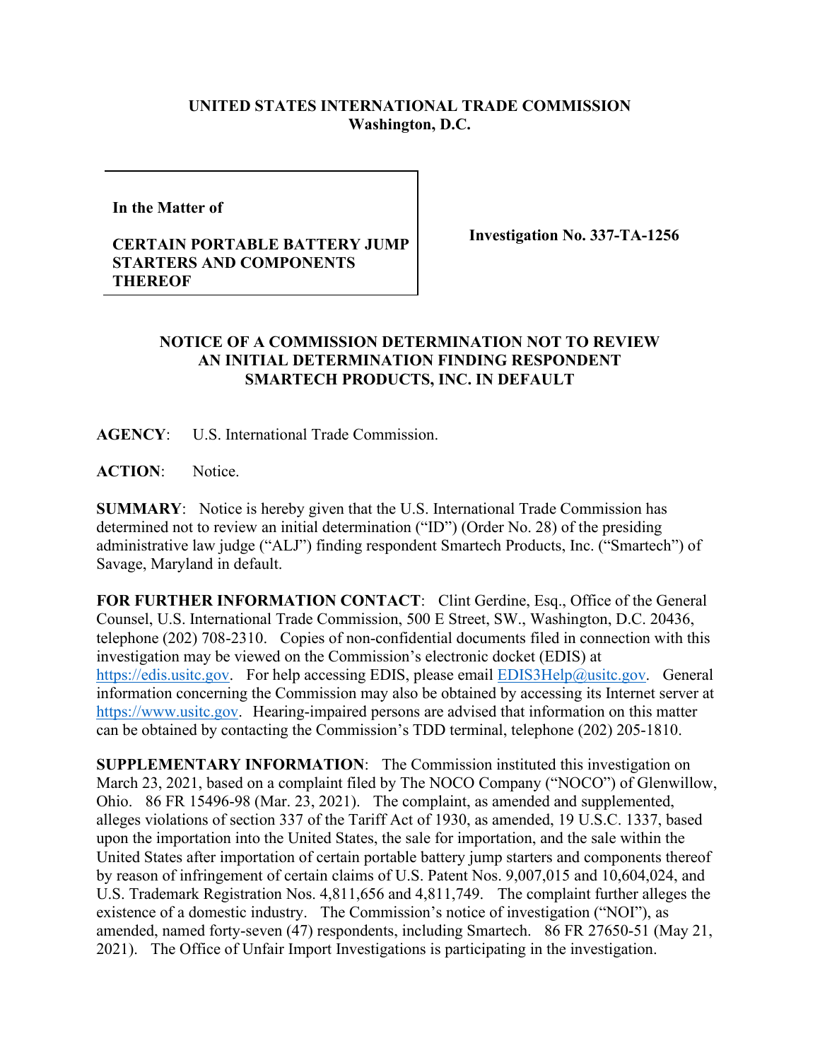**UNITED STATES INTERNATIONAL TRADE COMMISSION**
**Washington, D.C.**

| | |
|---|---|
| **In the Matter of**<br><br>**CERTAIN PORTABLE BATTERY JUMP STARTERS AND COMPONENTS THEREOF** | **Investigation No. 337-TA-1256** |

**NOTICE OF A COMMISSION DETERMINATION NOT TO REVIEW AN INITIAL DETERMINATION FINDING RESPONDENT SMARTECH PRODUCTS, INC. IN DEFAULT**

**AGENCY**: U.S. International Trade Commission.

**ACTION**: Notice.

**SUMMARY**: Notice is hereby given that the U.S. International Trade Commission has determined not to review an initial determination ("ID") (Order No. 28) of the presiding administrative law judge ("ALJ") finding respondent Smartech Products, Inc. ("Smartech") of Savage, Maryland in default.

**FOR FURTHER INFORMATION CONTACT**: Clint Gerdine, Esq., Office of the General Counsel, U.S. International Trade Commission, 500 E Street, SW., Washington, D.C. 20436, telephone (202) 708-2310. Copies of non-confidential documents filed in connection with this investigation may be viewed on the Commission's electronic docket (EDIS) at https://edis.usitc.gov. For help accessing EDIS, please email EDIS3Help@usitc.gov. General information concerning the Commission may also be obtained by accessing its Internet server at https://www.usitc.gov. Hearing-impaired persons are advised that information on this matter can be obtained by contacting the Commission's TDD terminal, telephone (202) 205-1810.

**SUPPLEMENTARY INFORMATION**: The Commission instituted this investigation on March 23, 2021, based on a complaint filed by The NOCO Company ("NOCO") of Glenwillow, Ohio. 86 FR 15496-98 (Mar. 23, 2021). The complaint, as amended and supplemented, alleges violations of section 337 of the Tariff Act of 1930, as amended, 19 U.S.C. 1337, based upon the importation into the United States, the sale for importation, and the sale within the United States after importation of certain portable battery jump starters and components thereof by reason of infringement of certain claims of U.S. Patent Nos. 9,007,015 and 10,604,024, and U.S. Trademark Registration Nos. 4,811,656 and 4,811,749. The complaint further alleges the existence of a domestic industry. The Commission's notice of investigation ("NOI"), as amended, named forty-seven (47) respondents, including Smartech. 86 FR 27650-51 (May 21, 2021). The Office of Unfair Import Investigations is participating in the investigation.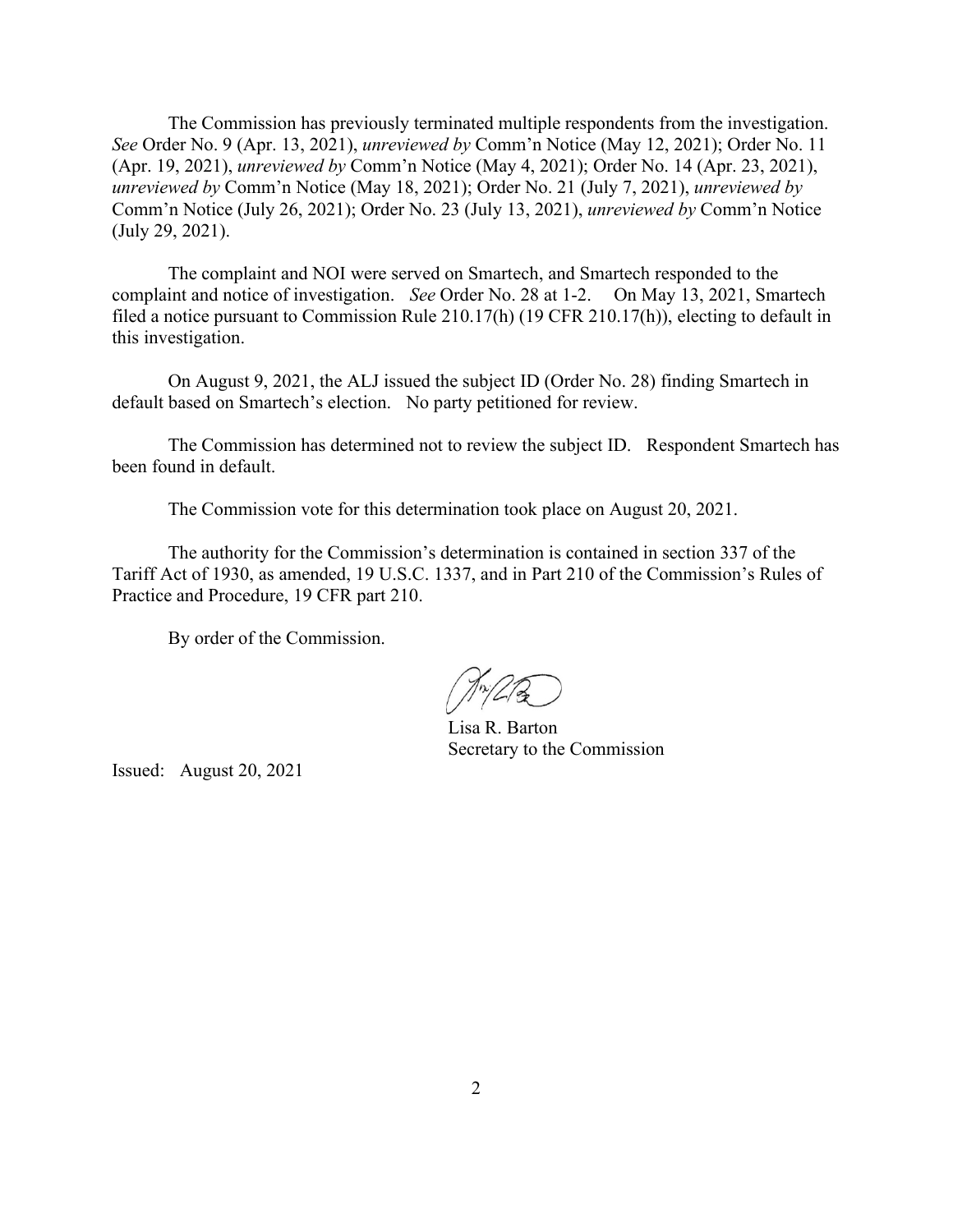The Commission has previously terminated multiple respondents from the investigation. *See* Order No. 9 (Apr. 13, 2021), *unreviewed by* Comm'n Notice (May 12, 2021); Order No. 11 (Apr. 19, 2021), *unreviewed by* Comm'n Notice (May 4, 2021); Order No. 14 (Apr. 23, 2021), *unreviewed by* Comm'n Notice (May 18, 2021); Order No. 21 (July 7, 2021), *unreviewed by* Comm'n Notice (July 26, 2021); Order No. 23 (July 13, 2021), *unreviewed by* Comm'n Notice (July 29, 2021).

The complaint and NOI were served on Smartech, and Smartech responded to the complaint and notice of investigation. *See* Order No. 28 at 1-2. On May 13, 2021, Smartech filed a notice pursuant to Commission Rule 210.17(h) (19 CFR 210.17(h)), electing to default in this investigation.

On August 9, 2021, the ALJ issued the subject ID (Order No. 28) finding Smartech in default based on Smartech's election. No party petitioned for review.

The Commission has determined not to review the subject ID. Respondent Smartech has been found in default.

The Commission vote for this determination took place on August 20, 2021.

The authority for the Commission's determination is contained in section 337 of the Tariff Act of 1930, as amended, 19 U.S.C. 1337, and in Part 210 of the Commission's Rules of Practice and Procedure, 19 CFR part 210.

By order of the Commission.

Lisa R. Barton
Secretary to the Commission

Issued: August 20, 2021